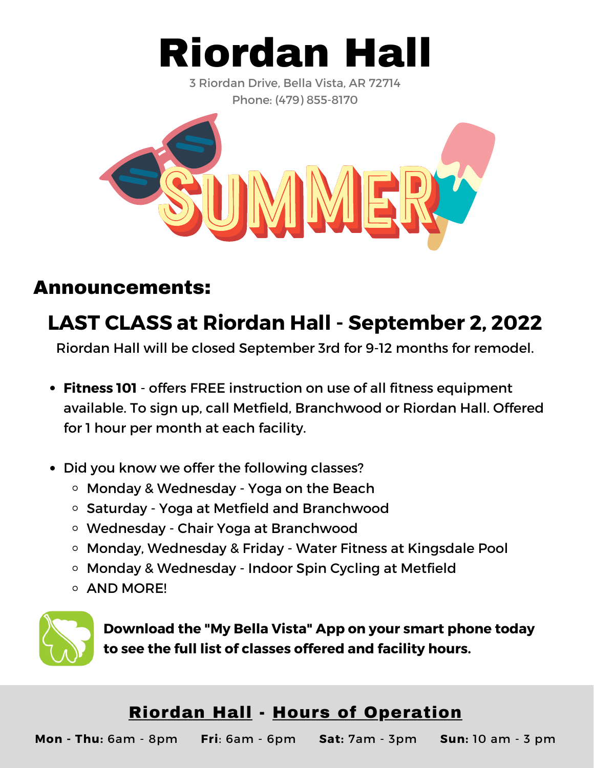# Riordan Hall

3 Riordan Drive, Bella Vista, AR 72714
Phone: (479) 855-8170

SUMMER

## Announcements:

### LAST CLASS at Riordan Hall - September 2, 2022

Riordan Hall will be closed September 3rd for 9-12 months for remodel.

- **Fitness 101** - offers FREE instruction on use of all fitness equipment available. To sign up, call Metfield, Branchwood or Riordan Hall. Offered for 1 hour per month at each facility.
- Did you know we offer the following classes?
  - Monday & Wednesday - Yoga on the Beach
  - Saturday - Yoga at Metfield and Branchwood
  - Wednesday - Chair Yoga at Branchwood
  - Monday, Wednesday & Friday - Water Fitness at Kingsdale Pool
  - Monday & Wednesday - Indoor Spin Cycling at Metfield
  - AND MORE!

**Download the "My Bella Vista" App on your smart phone today to see the full list of classes offered and facility hours.**

## Riordan Hall - Hours of Operation

**Mon - Thu:** 6am - 8pm **Fri**: 6am - 6pm **Sat:** 7am - 3pm **Sun:** 10 am - 3 pm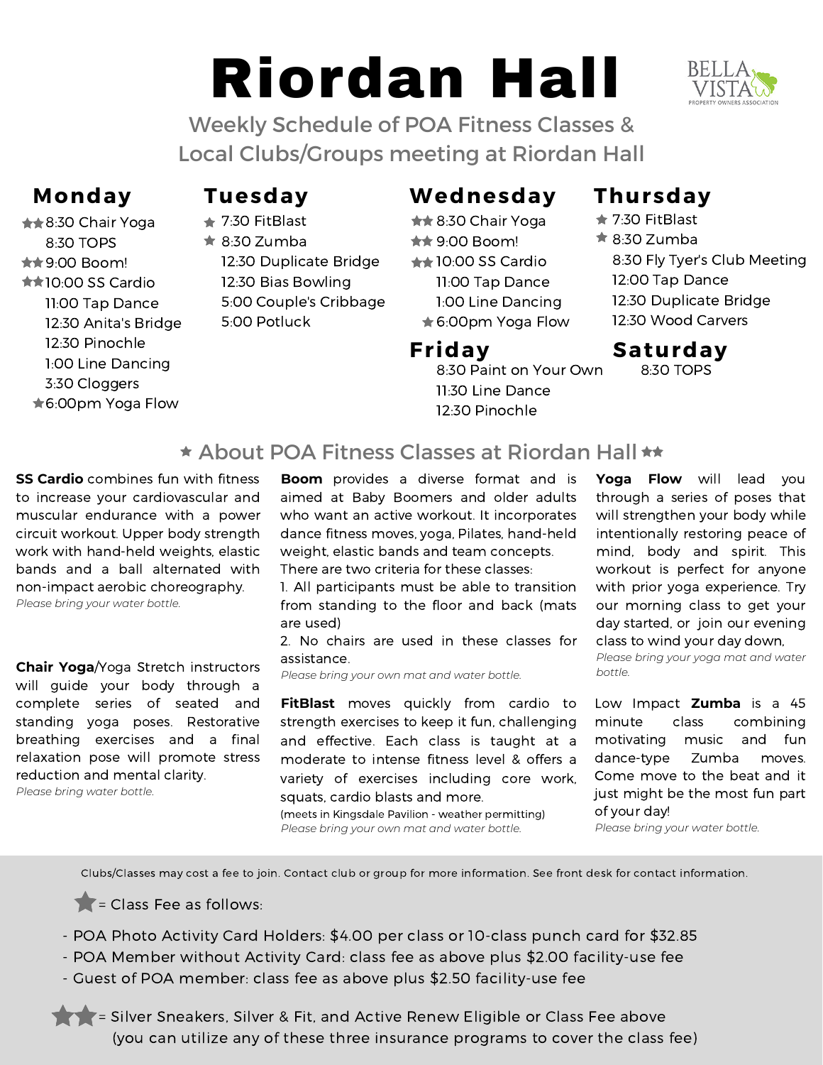# Riordan Hall

BELLA VISTA PROPERTY OWNERS ASSOCIATION

## Weekly Schedule of POA Fitness Classes & Local Clubs/Groups meeting at Riordan Hall

### Monday

- ★★8:30 Chair Yoga
- 8:30 TOPS
- ★★9:00 Boom!
- ★★10:00 SS Cardio
- 11:00 Tap Dance
- 12:30 Anita's Bridge
- 12:30 Pinochle
- 1:00 Line Dancing
- 3:30 Cloggers
- ★6:00pm Yoga Flow

### Tuesday

- ★ 7:30 FitBlast
- ★ 8:30 Zumba
- 12:30 Duplicate Bridge
- 12:30 Bias Bowling
- 5:00 Couple's Cribbage
- 5:00 Potluck

### Wednesday

- ★★8:30 Chair Yoga
- ★★9:00 Boom!
- ★★10:00 SS Cardio
- 11:00 Tap Dance
- 1:00 Line Dancing
- ★6:00pm Yoga Flow

### Thursday

- ★ 7:30 FitBlast
- ★ 8:30 Zumba
- 8:30 Fly Tyer's Club Meeting
- 12:00 Tap Dance
- 12:30 Duplicate Bridge
- 12:30 Wood Carvers

### Friday

- 8:30 Paint on Your Own
- 11:30 Line Dance
- 12:30 Pinochle

### Saturday

- 8:30 TOPS

## ★ About POA Fitness Classes at Riordan Hall ★★

**SS Cardio** combines fun with fitness to increase your cardiovascular and muscular endurance with a power circuit workout. Upper body strength work with hand-held weights, elastic bands and a ball alternated with non-impact aerobic choreography.
*Please bring your water bottle.*

**Chair Yoga**/Yoga Stretch instructors will guide your body through a complete series of seated and standing yoga poses. Restorative breathing exercises and a final relaxation pose will promote stress reduction and mental clarity.
*Please bring water bottle.*

**Boom** provides a diverse format and is aimed at Baby Boomers and older adults who want an active workout. It incorporates dance fitness moves, yoga, Pilates, hand-held weight, elastic bands and team concepts.
There are two criteria for these classes:
1. All participants must be able to transition from standing to the floor and back (mats are used)
2. No chairs are used in these classes for assistance.
*Please bring your own mat and water bottle.*

**FitBlast** moves quickly from cardio to strength exercises to keep it fun, challenging and effective. Each class is taught at a moderate to intense fitness level & offers a variety of exercises including core work, squats, cardio blasts and more.
(meets in Kingsdale Pavilion - weather permitting)
*Please bring your own mat and water bottle.*

**Yoga Flow** will lead you through a series of poses that will strengthen your body while intentionally restoring peace of mind, body and spirit. This workout is perfect for anyone with prior yoga experience. Try our morning class to get your day started, or join our evening class to wind your day down,
*Please bring your yoga mat and water bottle.*

Low Impact **Zumba** is a 45 minute class combining motivating music and fun dance-type Zumba moves. Come move to the beat and it just might be the most fun part of your day!
*Please bring your water bottle.*

Clubs/Classes may cost a fee to join. Contact club or group for more information. See front desk for contact information.

★ = Class Fee as follows:

- POA Photo Activity Card Holders: $4.00 per class or 10-class punch card for $32.85
- POA Member without Activity Card: class fee as above plus $2.00 facility-use fee
- Guest of POA member: class fee as above plus $2.50 facility-use fee

★★ = Silver Sneakers, Silver & Fit, and Active Renew Eligible or Class Fee above (you can utilize any of these three insurance programs to cover the class fee)